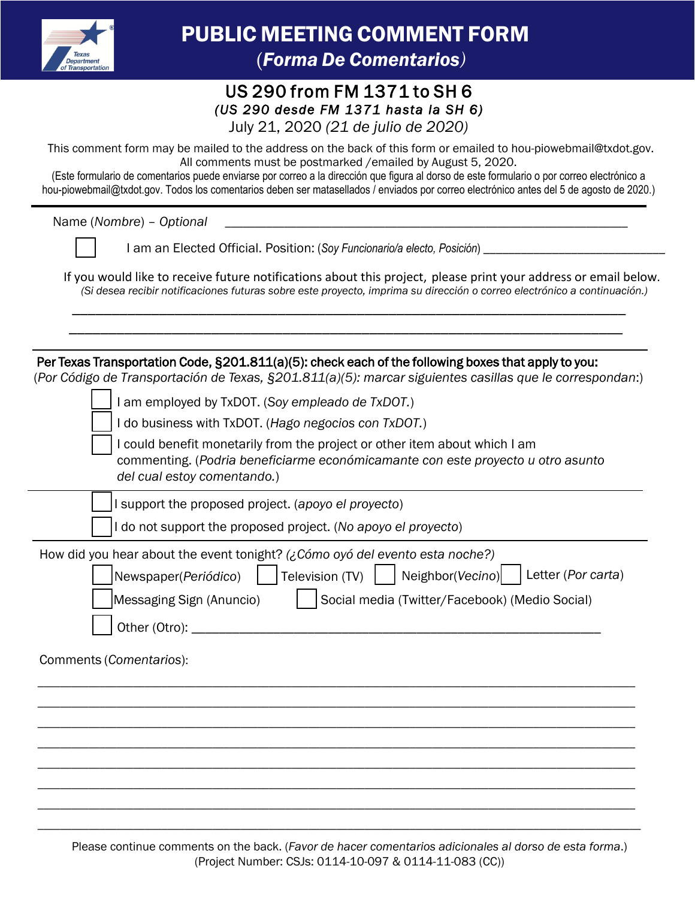# PUBLIC MEETING COMMENT FORM

## (*Forma De Comentarios*)

### US 290 from FM 1371 to SH 6

*(US 290 desde FM 1371 hasta la SH 6)*

July 21, 2020 *(21 de julio de 2020)*

This comment form may be mailed to the address on the back of this form or emailed to hou-piowebmail@txdot.gov. All comments must be postmarked /emailed by August 5, 2020.
(Este formulario de comentarios puede enviarse por correo a la dirección que figura al dorso de este formulario o por correo electrónico a hou-piowebmail@txdot.gov. Todos los comentarios deben ser matasellados / enviados por correo electrónico antes del 5 de agosto de 2020.)

---

Name (*Nombre*) – *Optional* ______________________________________________

☐ I am an Elected Official. Position: (*Soy Funcionario/a electo, Posición*) ____________________________

If you would like to receive future notifications about this project, please print your address or email below.
*(Si desea recibir notificaciones futuras sobre este proyecto, imprima su dirección o correo electrónico a continuación.)*

____________________________________________________________________________

____________________________________________________________________________

---

**Per Texas Transportation Code, §201.811(a)(5): check each of the following boxes that apply to you:**
(*Por Código de Transportación de Texas, §201.811(a)(5): marcar siguientes casillas que le correspondan*:)

☐ I am employed by TxDOT. (*Soy empleado de TxDOT.*)

☐ I do business with TxDOT. (*Hago negocios con TxDOT.*)

☐ I could benefit monetarily from the project or other item about which I am commenting. (*Podria beneficiarme económicamante con este proyecto u otro asunto del cual estoy comentando.*)

---

☐ I support the proposed project. (*apoyo el proyecto*)

☐ I do not support the proposed project. (*No apoyo el proyecto*)

---

How did you hear about the event tonight? *(¿Cómo oyó del evento esta noche?)*

☐ Newspaper(*Periódico*) ☐ Television (TV) ☐ Neighbor(*Vecino*) ☐ Letter (*Por carta*)

☐ Messaging Sign (Anuncio) ☐ Social media (Twitter/Facebook) (Medio Social)

☐ Other (Otro): ______________________________________________

Comments (*Comentarios*):

____________________________________________________________________________

____________________________________________________________________________

____________________________________________________________________________

____________________________________________________________________________

____________________________________________________________________________

____________________________________________________________________________

____________________________________________________________________________

____________________________________________________________________________

Please continue comments on the back. (*Favor de hacer comentarios adicionales al dorso de esta forma.*)
(Project Number: CSJs: 0114-10-097 & 0114-11-083 (CC))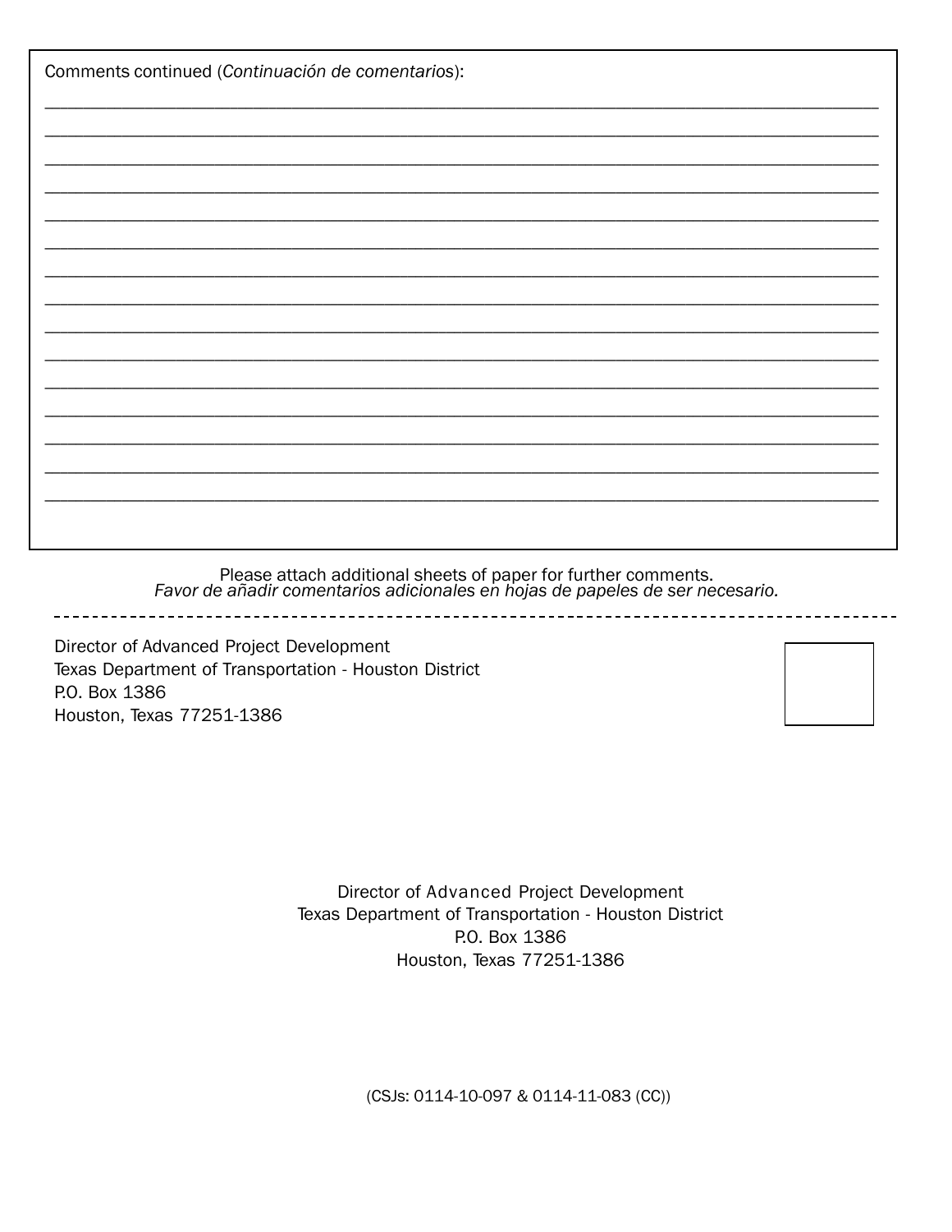Comments continued (*Continuación de comentarios*):

_______________________________________________________________________________

_______________________________________________________________________________

_______________________________________________________________________________

_______________________________________________________________________________

_______________________________________________________________________________

_______________________________________________________________________________

_______________________________________________________________________________

_______________________________________________________________________________

_______________________________________________________________________________

_______________________________________________________________________________

_______________________________________________________________________________

_______________________________________________________________________________

_______________________________________________________________________________

_______________________________________________________________________________

_______________________________________________________________________________

Please attach additional sheets of paper for further comments.
*Favor de añadir comentarios adicionales en hojas de papeles de ser necesario.*

---

Director of Advanced Project Development
Texas Department of Transportation - Houston District
P.O. Box 1386
Houston, Texas 77251-1386

Director of Advanced Project Development
Texas Department of Transportation - Houston District
P.O. Box 1386
Houston, Texas 77251-1386

(CSJs: 0114-10-097 & 0114-11-083 (CC))